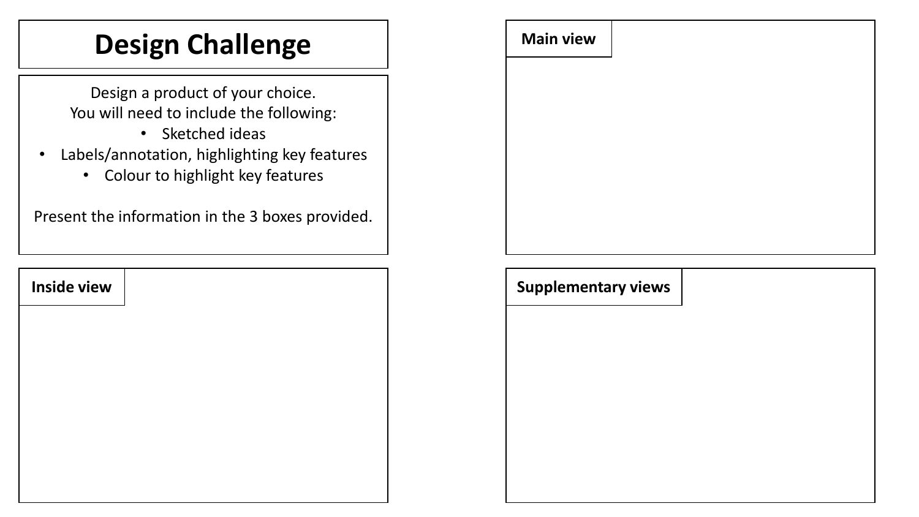# Design Challenge

Design a product of your choice.
You will need to include the following:

- Sketched ideas
- Labels/annotation, highlighting key features
- Colour to highlight key features

Present the information in the 3 boxes provided.

**Main view**

**Inside view**

**Supplementary views**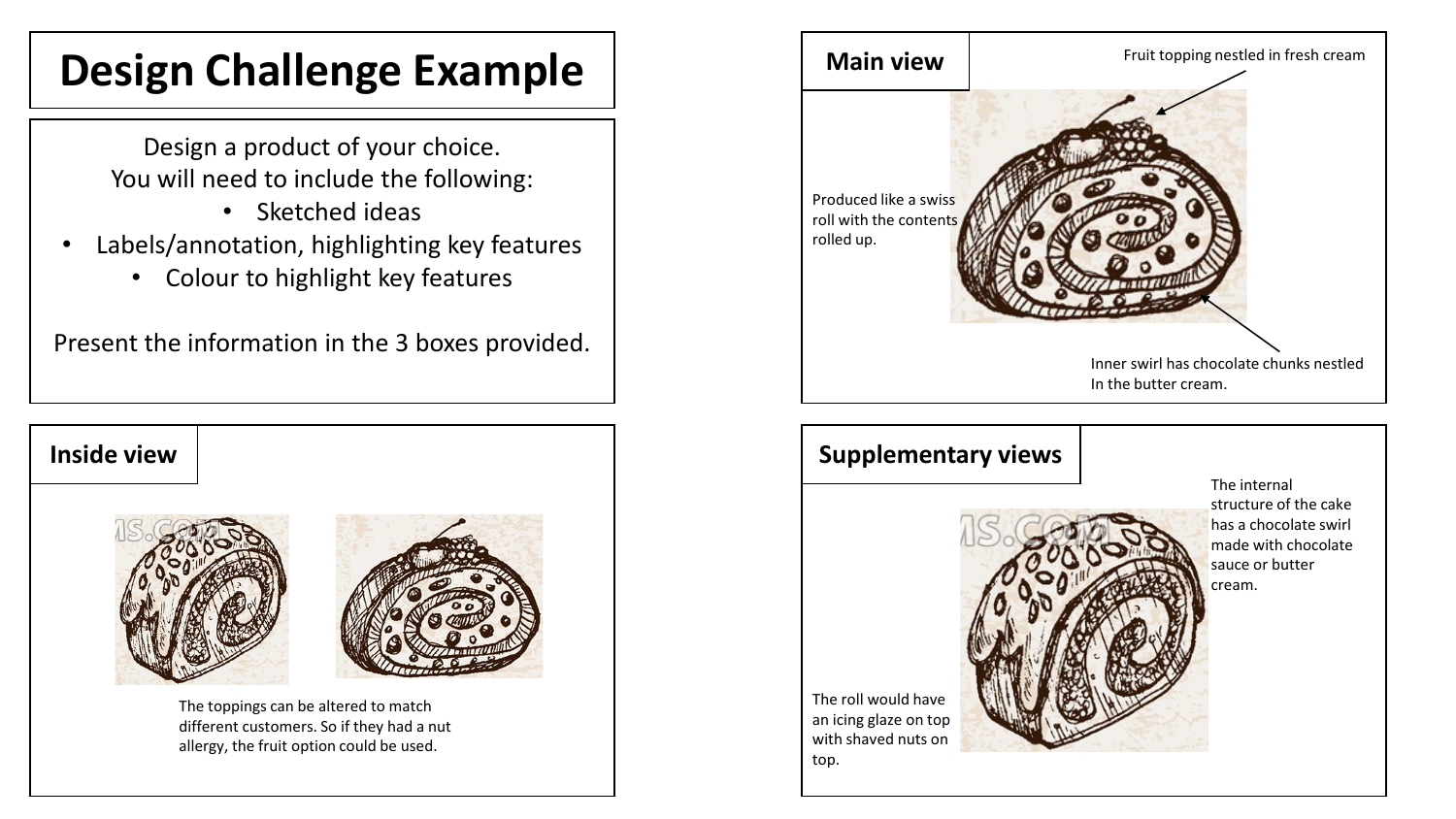# Design Challenge Example

Design a product of your choice.
You will need to include the following:

- Sketched ideas
- Labels/annotation, highlighting key features
- Colour to highlight key features

Present the information in the 3 boxes provided.

## Main view

Fruit topping nestled in fresh cream

Produced like a swiss roll with the contents rolled up.

Inner swirl has chocolate chunks nestled In the butter cream.

## Inside view

The toppings can be altered to match different customers. So if they had a nut allergy, the fruit option could be used.

## Supplementary views

The internal structure of the cake has a chocolate swirl made with chocolate sauce or butter cream.

The roll would have an icing glaze on top with shaved nuts on top.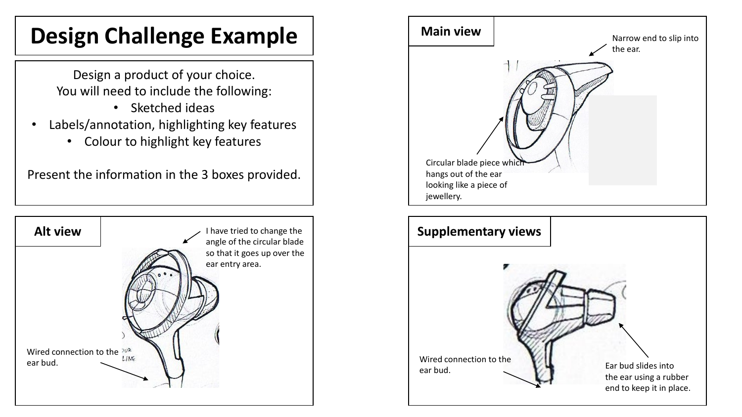# Design Challenge Example

Design a product of your choice.
You will need to include the following:

- Sketched ideas
- Labels/annotation, highlighting key features
- Colour to highlight key features

Present the information in the 3 boxes provided.

## Main view

Narrow end to slip into the ear.

Circular blade piece which hangs out of the ear looking like a piece of jewellery.

## Alt view

I have tried to change the angle of the circular blade so that it goes up over the ear entry area.

Wired connection to the ear bud.

## Supplementary views

Wired connection to the ear bud.

Ear bud slides into the ear using a rubber end to keep it in place.